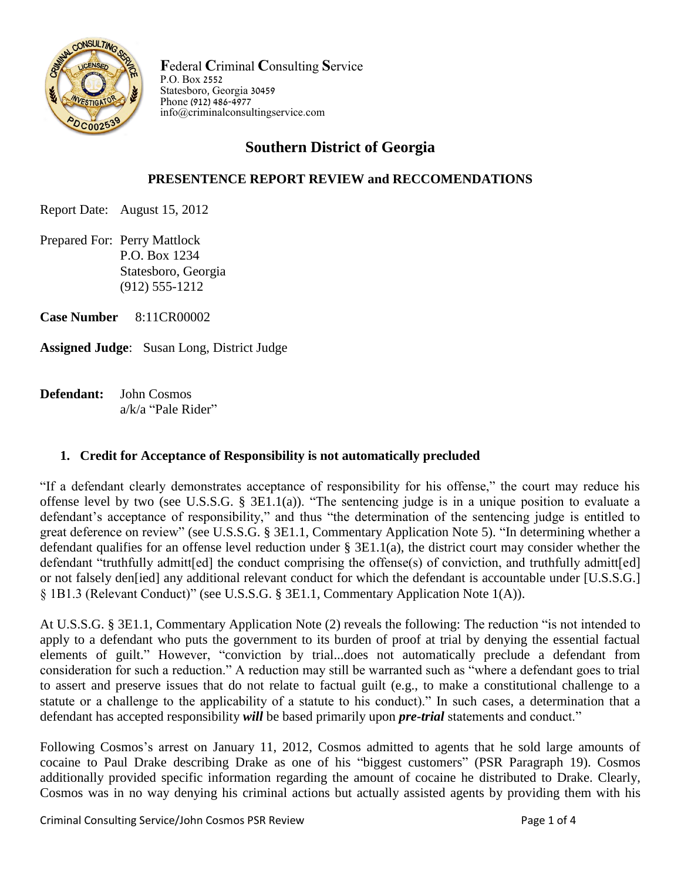**F**ederal **C**riminal **C**onsulting **S**ervice
P.O. Box 2552
Statesboro, Georgia 30459
Phone (912) 486-4977
info@criminalconsultingservice.com

# Southern District of Georgia

## PRESENTENCE REPORT REVIEW and RECCOMENDATIONS

Report Date: August 15, 2012

Prepared For: Perry Mattlock
P.O. Box 1234
Statesboro, Georgia
(912) 555-1212

**Case Number** 8:11CR00002

**Assigned Judge**: Susan Long, District Judge

**Defendant:** John Cosmos
a/k/a "Pale Rider"

### 1. Credit for Acceptance of Responsibility is not automatically precluded

"If a defendant clearly demonstrates acceptance of responsibility for his offense," the court may reduce his offense level by two (see U.S.S.G. § 3E1.1(a)). "The sentencing judge is in a unique position to evaluate a defendant's acceptance of responsibility," and thus "the determination of the sentencing judge is entitled to great deference on review" (see U.S.S.G. § 3E1.1, Commentary Application Note 5). "In determining whether a defendant qualifies for an offense level reduction under § 3E1.1(a), the district court may consider whether the defendant "truthfully admitt[ed] the conduct comprising the offense(s) of conviction, and truthfully admitt[ed] or not falsely den[ied] any additional relevant conduct for which the defendant is accountable under [U.S.S.G.] § 1B1.3 (Relevant Conduct)" (see U.S.S.G. § 3E1.1, Commentary Application Note 1(A)).

At U.S.S.G. § 3E1.1, Commentary Application Note (2) reveals the following: The reduction "is not intended to apply to a defendant who puts the government to its burden of proof at trial by denying the essential factual elements of guilt." However, "conviction by trial...does not automatically preclude a defendant from consideration for such a reduction." A reduction may still be warranted such as "where a defendant goes to trial to assert and preserve issues that do not relate to factual guilt (e.g., to make a constitutional challenge to a statute or a challenge to the applicability of a statute to his conduct)." In such cases, a determination that a defendant has accepted responsibility ***will*** be based primarily upon ***pre-trial*** statements and conduct."

Following Cosmos's arrest on January 11, 2012, Cosmos admitted to agents that he sold large amounts of cocaine to Paul Drake describing Drake as one of his "biggest customers" (PSR Paragraph 19). Cosmos additionally provided specific information regarding the amount of cocaine he distributed to Drake. Clearly, Cosmos was in no way denying his criminal actions but actually assisted agents by providing them with his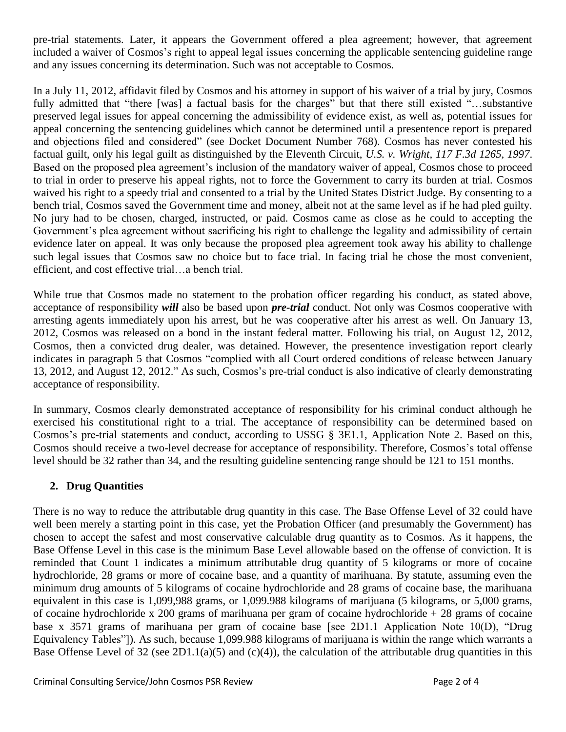pre-trial statements. Later, it appears the Government offered a plea agreement; however, that agreement included a waiver of Cosmos's right to appeal legal issues concerning the applicable sentencing guideline range and any issues concerning its determination. Such was not acceptable to Cosmos.

In a July 11, 2012, affidavit filed by Cosmos and his attorney in support of his waiver of a trial by jury, Cosmos fully admitted that "there [was] a factual basis for the charges" but that there still existed "…substantive preserved legal issues for appeal concerning the admissibility of evidence exist, as well as, potential issues for appeal concerning the sentencing guidelines which cannot be determined until a presentence report is prepared and objections filed and considered" (see Docket Document Number 768). Cosmos has never contested his factual guilt, only his legal guilt as distinguished by the Eleventh Circuit, *U.S. v. Wright, 117 F.3d 1265, 1997*. Based on the proposed plea agreement's inclusion of the mandatory waiver of appeal, Cosmos chose to proceed to trial in order to preserve his appeal rights, not to force the Government to carry its burden at trial. Cosmos waived his right to a speedy trial and consented to a trial by the United States District Judge. By consenting to a bench trial, Cosmos saved the Government time and money, albeit not at the same level as if he had pled guilty. No jury had to be chosen, charged, instructed, or paid. Cosmos came as close as he could to accepting the Government's plea agreement without sacrificing his right to challenge the legality and admissibility of certain evidence later on appeal. It was only because the proposed plea agreement took away his ability to challenge such legal issues that Cosmos saw no choice but to face trial. In facing trial he chose the most convenient, efficient, and cost effective trial…a bench trial.

While true that Cosmos made no statement to the probation officer regarding his conduct, as stated above, acceptance of responsibility ***will*** also be based upon ***pre-trial*** conduct. Not only was Cosmos cooperative with arresting agents immediately upon his arrest, but he was cooperative after his arrest as well. On January 13, 2012, Cosmos was released on a bond in the instant federal matter. Following his trial, on August 12, 2012, Cosmos, then a convicted drug dealer, was detained. However, the presentence investigation report clearly indicates in paragraph 5 that Cosmos "complied with all Court ordered conditions of release between January 13, 2012, and August 12, 2012." As such, Cosmos's pre-trial conduct is also indicative of clearly demonstrating acceptance of responsibility.

In summary, Cosmos clearly demonstrated acceptance of responsibility for his criminal conduct although he exercised his constitutional right to a trial. The acceptance of responsibility can be determined based on Cosmos's pre-trial statements and conduct, according to USSG § 3E1.1, Application Note 2. Based on this, Cosmos should receive a two-level decrease for acceptance of responsibility. Therefore, Cosmos's total offense level should be 32 rather than 34, and the resulting guideline sentencing range should be 121 to 151 months.

## 2. Drug Quantities

There is no way to reduce the attributable drug quantity in this case. The Base Offense Level of 32 could have well been merely a starting point in this case, yet the Probation Officer (and presumably the Government) has chosen to accept the safest and most conservative calculable drug quantity as to Cosmos. As it happens, the Base Offense Level in this case is the minimum Base Level allowable based on the offense of conviction. It is reminded that Count 1 indicates a minimum attributable drug quantity of 5 kilograms or more of cocaine hydrochloride, 28 grams or more of cocaine base, and a quantity of marihuana. By statute, assuming even the minimum drug amounts of 5 kilograms of cocaine hydrochloride and 28 grams of cocaine base, the marihuana equivalent in this case is 1,099,988 grams, or 1,099.988 kilograms of marijuana (5 kilograms, or 5,000 grams, of cocaine hydrochloride x 200 grams of marihuana per gram of cocaine hydrochloride + 28 grams of cocaine base x 3571 grams of marihuana per gram of cocaine base [see 2D1.1 Application Note 10(D), "Drug Equivalency Tables"]). As such, because 1,099.988 kilograms of marijuana is within the range which warrants a Base Offense Level of 32 (see 2D1.1(a)(5) and (c)(4)), the calculation of the attributable drug quantities in this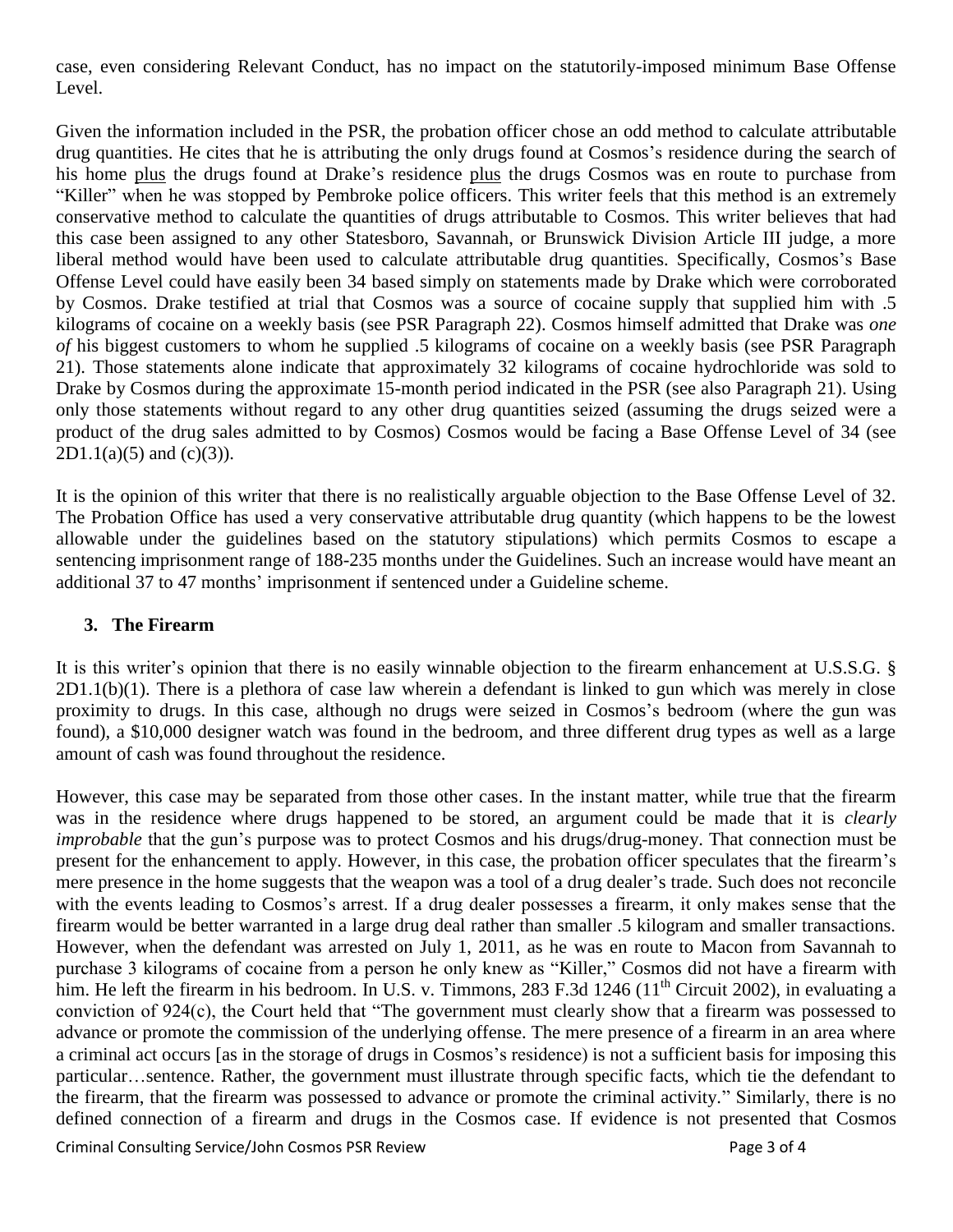case, even considering Relevant Conduct, has no impact on the statutorily-imposed minimum Base Offense Level.

Given the information included in the PSR, the probation officer chose an odd method to calculate attributable drug quantities. He cites that he is attributing the only drugs found at Cosmos's residence during the search of his home plus the drugs found at Drake's residence plus the drugs Cosmos was en route to purchase from "Killer" when he was stopped by Pembroke police officers. This writer feels that this method is an extremely conservative method to calculate the quantities of drugs attributable to Cosmos. This writer believes that had this case been assigned to any other Statesboro, Savannah, or Brunswick Division Article III judge, a more liberal method would have been used to calculate attributable drug quantities. Specifically, Cosmos's Base Offense Level could have easily been 34 based simply on statements made by Drake which were corroborated by Cosmos. Drake testified at trial that Cosmos was a source of cocaine supply that supplied him with .5 kilograms of cocaine on a weekly basis (see PSR Paragraph 22). Cosmos himself admitted that Drake was *one of* his biggest customers to whom he supplied .5 kilograms of cocaine on a weekly basis (see PSR Paragraph 21). Those statements alone indicate that approximately 32 kilograms of cocaine hydrochloride was sold to Drake by Cosmos during the approximate 15-month period indicated in the PSR (see also Paragraph 21). Using only those statements without regard to any other drug quantities seized (assuming the drugs seized were a product of the drug sales admitted to by Cosmos) Cosmos would be facing a Base Offense Level of 34 (see 2D1.1(a)(5) and (c)(3)).

It is the opinion of this writer that there is no realistically arguable objection to the Base Offense Level of 32. The Probation Office has used a very conservative attributable drug quantity (which happens to be the lowest allowable under the guidelines based on the statutory stipulations) which permits Cosmos to escape a sentencing imprisonment range of 188-235 months under the Guidelines. Such an increase would have meant an additional 37 to 47 months' imprisonment if sentenced under a Guideline scheme.

### 3. The Firearm

It is this writer's opinion that there is no easily winnable objection to the firearm enhancement at U.S.S.G. § 2D1.1(b)(1). There is a plethora of case law wherein a defendant is linked to gun which was merely in close proximity to drugs. In this case, although no drugs were seized in Cosmos's bedroom (where the gun was found), a $10,000 designer watch was found in the bedroom, and three different drug types as well as a large amount of cash was found throughout the residence.

However, this case may be separated from those other cases. In the instant matter, while true that the firearm was in the residence where drugs happened to be stored, an argument could be made that it is *clearly improbable* that the gun's purpose was to protect Cosmos and his drugs/drug-money. That connection must be present for the enhancement to apply. However, in this case, the probation officer speculates that the firearm's mere presence in the home suggests that the weapon was a tool of a drug dealer's trade. Such does not reconcile with the events leading to Cosmos's arrest. If a drug dealer possesses a firearm, it only makes sense that the firearm would be better warranted in a large drug deal rather than smaller .5 kilogram and smaller transactions. However, when the defendant was arrested on July 1, 2011, as he was en route to Macon from Savannah to purchase 3 kilograms of cocaine from a person he only knew as "Killer," Cosmos did not have a firearm with him. He left the firearm in his bedroom. In U.S. v. Timmons, 283 F.3d 1246 (11th Circuit 2002), in evaluating a conviction of 924(c), the Court held that "The government must clearly show that a firearm was possessed to advance or promote the commission of the underlying offense. The mere presence of a firearm in an area where a criminal act occurs [as in the storage of drugs in Cosmos's residence) is not a sufficient basis for imposing this particular…sentence. Rather, the government must illustrate through specific facts, which tie the defendant to the firearm, that the firearm was possessed to advance or promote the criminal activity." Similarly, there is no defined connection of a firearm and drugs in the Cosmos case. If evidence is not presented that Cosmos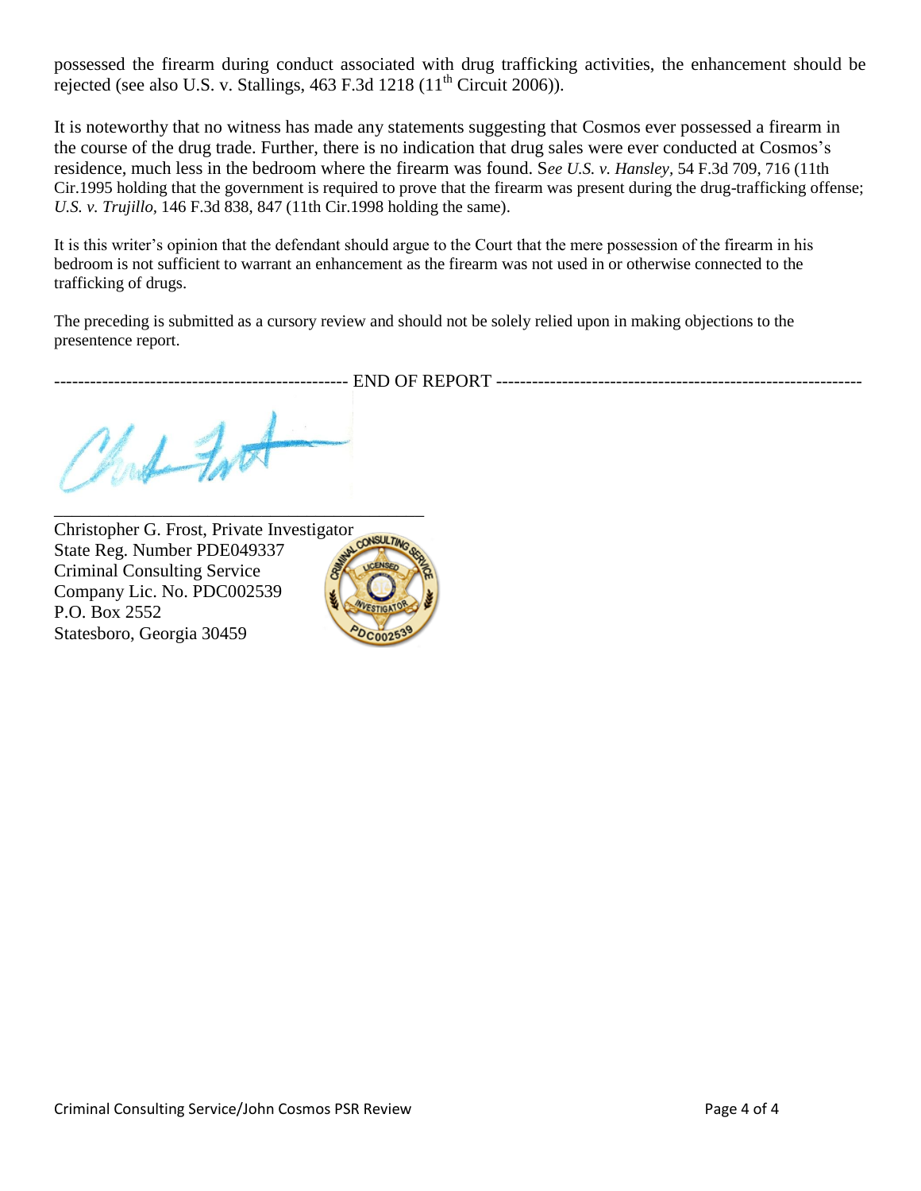possessed the firearm during conduct associated with drug trafficking activities, the enhancement should be rejected (see also U.S. v. Stallings, 463 F.3d 1218 (11th Circuit 2006)).

It is noteworthy that no witness has made any statements suggesting that Cosmos ever possessed a firearm in the course of the drug trade. Further, there is no indication that drug sales were ever conducted at Cosmos's residence, much less in the bedroom where the firearm was found. S*ee U.S. v. Hansley,* 54 F.3d 709, 716 (11th Cir.1995 holding that the government is required to prove that the firearm was present during the drug-trafficking offense; *U.S. v. Trujillo,* 146 F.3d 838, 847 (11th Cir.1998 holding the same).

It is this writer's opinion that the defendant should argue to the Court that the mere possession of the firearm in his bedroom is not sufficient to warrant an enhancement as the firearm was not used in or otherwise connected to the trafficking of drugs.

The preceding is submitted as a cursory review and should not be solely relied upon in making objections to the presentence report.

------------------------------------------------ END OF REPORT ------------------------------------------------------------

Christopher G. Frost, Private Investigator
State Reg. Number PDE049337
Criminal Consulting Service
Company Lic. No. PDC002539
P.O. Box 2552
Statesboro, Georgia 30459